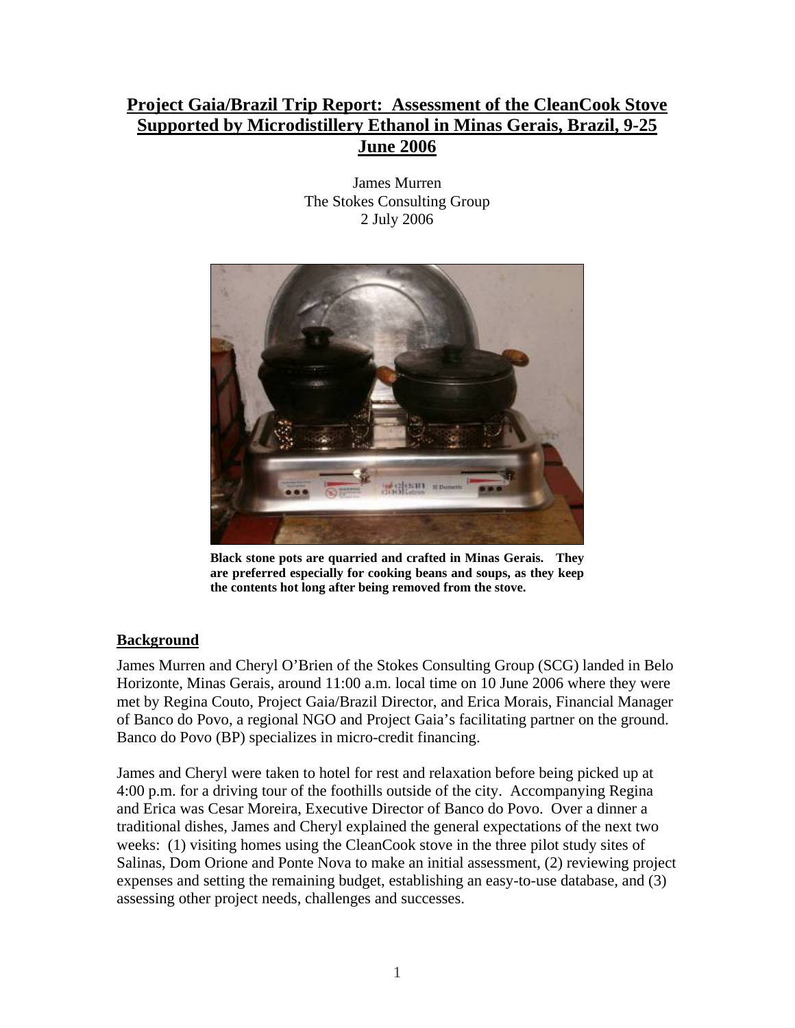# Project Gaia/Brazil Trip Report: Assessment of the CleanCook Stove Supported by Microdistillery Ethanol in Minas Gerais, Brazil, 9-25 June 2006

James Murren
The Stokes Consulting Group
2 July 2006

**Black stone pots are quarried and crafted in Minas Gerais. They are preferred especially for cooking beans and soups, as they keep the contents hot long after being removed from the stove.**

## Background

James Murren and Cheryl O'Brien of the Stokes Consulting Group (SCG) landed in Belo Horizonte, Minas Gerais, around 11:00 a.m. local time on 10 June 2006 where they were met by Regina Couto, Project Gaia/Brazil Director, and Erica Morais, Financial Manager of Banco do Povo, a regional NGO and Project Gaia's facilitating partner on the ground. Banco do Povo (BP) specializes in micro-credit financing.

James and Cheryl were taken to hotel for rest and relaxation before being picked up at 4:00 p.m. for a driving tour of the foothills outside of the city. Accompanying Regina and Erica was Cesar Moreira, Executive Director of Banco do Povo. Over a dinner a traditional dishes, James and Cheryl explained the general expectations of the next two weeks: (1) visiting homes using the CleanCook stove in the three pilot study sites of Salinas, Dom Orione and Ponte Nova to make an initial assessment, (2) reviewing project expenses and setting the remaining budget, establishing an easy-to-use database, and (3) assessing other project needs, challenges and successes.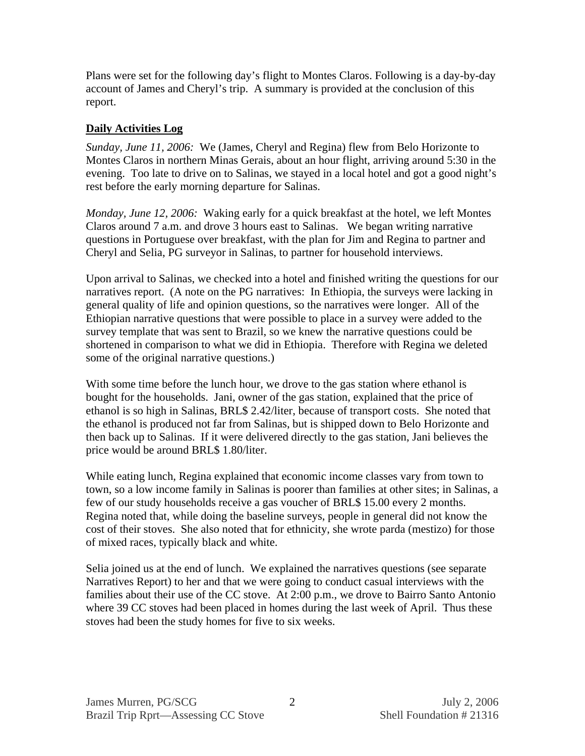Plans were set for the following day's flight to Montes Claros. Following is a day-by-day account of James and Cheryl's trip. A summary is provided at the conclusion of this report.

**Daily Activities Log**

*Sunday, June 11, 2006:* We (James, Cheryl and Regina) flew from Belo Horizonte to Montes Claros in northern Minas Gerais, about an hour flight, arriving around 5:30 in the evening. Too late to drive on to Salinas, we stayed in a local hotel and got a good night's rest before the early morning departure for Salinas.

*Monday, June 12, 2006:* Waking early for a quick breakfast at the hotel, we left Montes Claros around 7 a.m. and drove 3 hours east to Salinas. We began writing narrative questions in Portuguese over breakfast, with the plan for Jim and Regina to partner and Cheryl and Selia, PG surveyor in Salinas, to partner for household interviews.

Upon arrival to Salinas, we checked into a hotel and finished writing the questions for our narratives report. (A note on the PG narratives: In Ethiopia, the surveys were lacking in general quality of life and opinion questions, so the narratives were longer. All of the Ethiopian narrative questions that were possible to place in a survey were added to the survey template that was sent to Brazil, so we knew the narrative questions could be shortened in comparison to what we did in Ethiopia. Therefore with Regina we deleted some of the original narrative questions.)

With some time before the lunch hour, we drove to the gas station where ethanol is bought for the households. Jani, owner of the gas station, explained that the price of ethanol is so high in Salinas, BRL$ 2.42/liter, because of transport costs. She noted that the ethanol is produced not far from Salinas, but is shipped down to Belo Horizonte and then back up to Salinas. If it were delivered directly to the gas station, Jani believes the price would be around BRL$ 1.80/liter.

While eating lunch, Regina explained that economic income classes vary from town to town, so a low income family in Salinas is poorer than families at other sites; in Salinas, a few of our study households receive a gas voucher of BRL$ 15.00 every 2 months. Regina noted that, while doing the baseline surveys, people in general did not know the cost of their stoves. She also noted that for ethnicity, she wrote parda (mestizo) for those of mixed races, typically black and white.

Selia joined us at the end of lunch. We explained the narratives questions (see separate Narratives Report) to her and that we were going to conduct casual interviews with the families about their use of the CC stove. At 2:00 p.m., we drove to Bairro Santo Antonio where 39 CC stoves had been placed in homes during the last week of April. Thus these stoves had been the study homes for five to six weeks.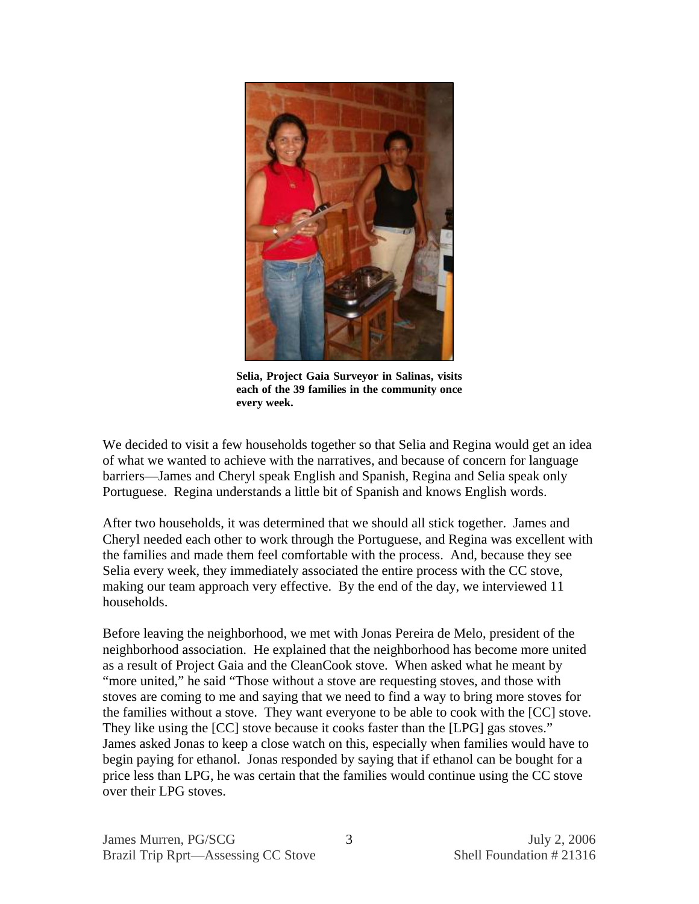**Selia, Project Gaia Surveyor in Salinas, visits each of the 39 families in the community once every week.**

We decided to visit a few households together so that Selia and Regina would get an idea of what we wanted to achieve with the narratives, and because of concern for language barriers—James and Cheryl speak English and Spanish, Regina and Selia speak only Portuguese. Regina understands a little bit of Spanish and knows English words.

After two households, it was determined that we should all stick together. James and Cheryl needed each other to work through the Portuguese, and Regina was excellent with the families and made them feel comfortable with the process. And, because they see Selia every week, they immediately associated the entire process with the CC stove, making our team approach very effective. By the end of the day, we interviewed 11 households.

Before leaving the neighborhood, we met with Jonas Pereira de Melo, president of the neighborhood association. He explained that the neighborhood has become more united as a result of Project Gaia and the CleanCook stove. When asked what he meant by "more united," he said "Those without a stove are requesting stoves, and those with stoves are coming to me and saying that we need to find a way to bring more stoves for the families without a stove. They want everyone to be able to cook with the [CC] stove. They like using the [CC] stove because it cooks faster than the [LPG] gas stoves." James asked Jonas to keep a close watch on this, especially when families would have to begin paying for ethanol. Jonas responded by saying that if ethanol can be bought for a price less than LPG, he was certain that the families would continue using the CC stove over their LPG stoves.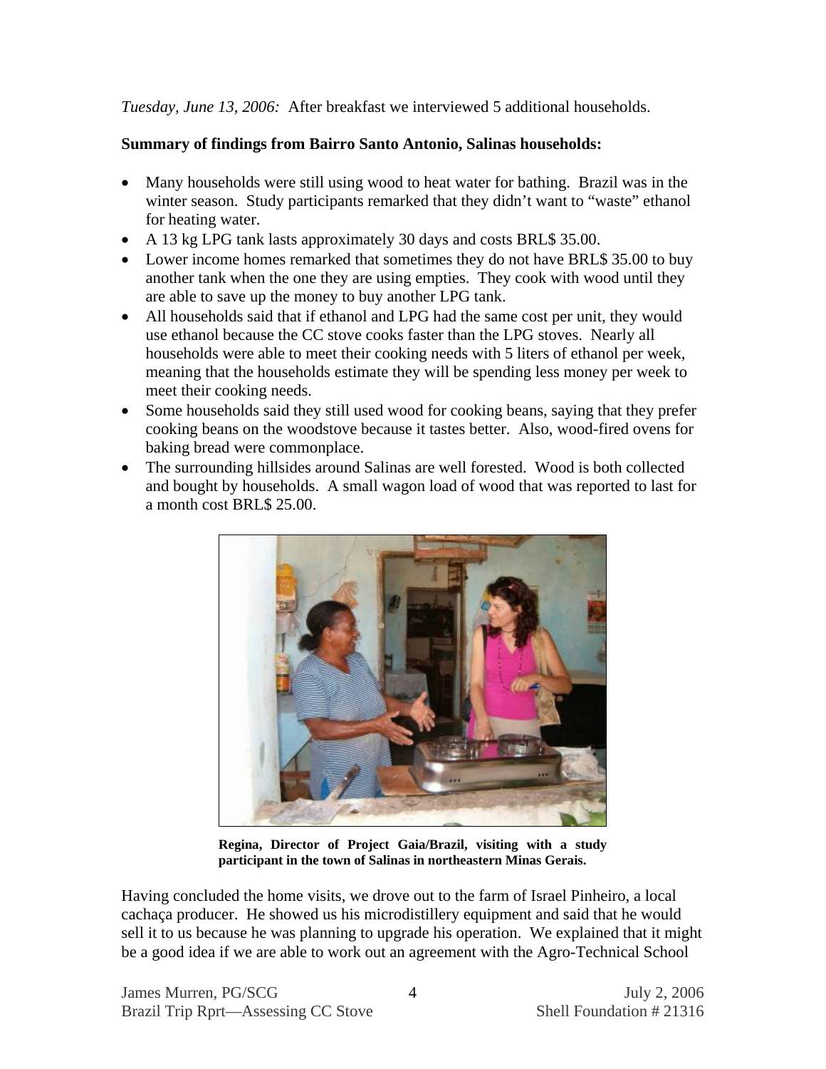*Tuesday, June 13, 2006:* After breakfast we interviewed 5 additional households.

**Summary of findings from Bairro Santo Antonio, Salinas households:**

- Many households were still using wood to heat water for bathing. Brazil was in the winter season. Study participants remarked that they didn't want to "waste" ethanol for heating water.
- A 13 kg LPG tank lasts approximately 30 days and costs BRL$ 35.00.
- Lower income homes remarked that sometimes they do not have BRL$ 35.00 to buy another tank when the one they are using empties. They cook with wood until they are able to save up the money to buy another LPG tank.
- All households said that if ethanol and LPG had the same cost per unit, they would use ethanol because the CC stove cooks faster than the LPG stoves. Nearly all households were able to meet their cooking needs with 5 liters of ethanol per week, meaning that the households estimate they will be spending less money per week to meet their cooking needs.
- Some households said they still used wood for cooking beans, saying that they prefer cooking beans on the woodstove because it tastes better. Also, wood-fired ovens for baking bread were commonplace.
- The surrounding hillsides around Salinas are well forested. Wood is both collected and bought by households. A small wagon load of wood that was reported to last for a month cost BRL$ 25.00.

**Regina, Director of Project Gaia/Brazil, visiting with a study participant in the town of Salinas in northeastern Minas Gerais.**

Having concluded the home visits, we drove out to the farm of Israel Pinheiro, a local cachaça producer. He showed us his microdistillery equipment and said that he would sell it to us because he was planning to upgrade his operation. We explained that it might be a good idea if we are able to work out an agreement with the Agro-Technical School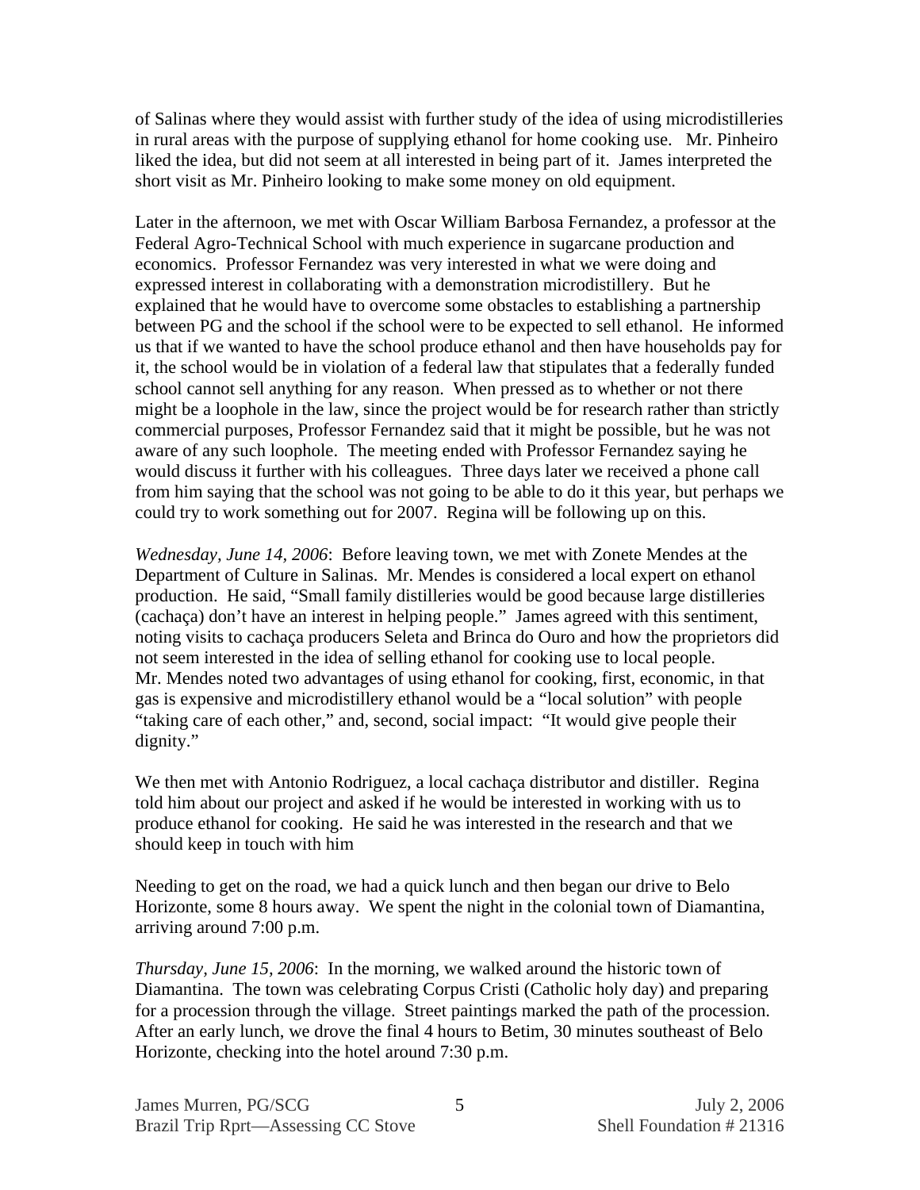of Salinas where they would assist with further study of the idea of using microdistilleries in rural areas with the purpose of supplying ethanol for home cooking use. Mr. Pinheiro liked the idea, but did not seem at all interested in being part of it. James interpreted the short visit as Mr. Pinheiro looking to make some money on old equipment.

Later in the afternoon, we met with Oscar William Barbosa Fernandez, a professor at the Federal Agro-Technical School with much experience in sugarcane production and economics. Professor Fernandez was very interested in what we were doing and expressed interest in collaborating with a demonstration microdistillery. But he explained that he would have to overcome some obstacles to establishing a partnership between PG and the school if the school were to be expected to sell ethanol. He informed us that if we wanted to have the school produce ethanol and then have households pay for it, the school would be in violation of a federal law that stipulates that a federally funded school cannot sell anything for any reason. When pressed as to whether or not there might be a loophole in the law, since the project would be for research rather than strictly commercial purposes, Professor Fernandez said that it might be possible, but he was not aware of any such loophole. The meeting ended with Professor Fernandez saying he would discuss it further with his colleagues. Three days later we received a phone call from him saying that the school was not going to be able to do it this year, but perhaps we could try to work something out for 2007. Regina will be following up on this.

*Wednesday, June 14, 2006*: Before leaving town, we met with Zonete Mendes at the Department of Culture in Salinas. Mr. Mendes is considered a local expert on ethanol production. He said, "Small family distilleries would be good because large distilleries (cachaça) don't have an interest in helping people." James agreed with this sentiment, noting visits to cachaça producers Seleta and Brinca do Ouro and how the proprietors did not seem interested in the idea of selling ethanol for cooking use to local people. Mr. Mendes noted two advantages of using ethanol for cooking, first, economic, in that gas is expensive and microdistillery ethanol would be a "local solution" with people "taking care of each other," and, second, social impact: "It would give people their dignity."

We then met with Antonio Rodriguez, a local cachaça distributor and distiller. Regina told him about our project and asked if he would be interested in working with us to produce ethanol for cooking. He said he was interested in the research and that we should keep in touch with him

Needing to get on the road, we had a quick lunch and then began our drive to Belo Horizonte, some 8 hours away. We spent the night in the colonial town of Diamantina, arriving around 7:00 p.m.

*Thursday, June 15, 2006*: In the morning, we walked around the historic town of Diamantina. The town was celebrating Corpus Cristi (Catholic holy day) and preparing for a procession through the village. Street paintings marked the path of the procession. After an early lunch, we drove the final 4 hours to Betim, 30 minutes southeast of Belo Horizonte, checking into the hotel around 7:30 p.m.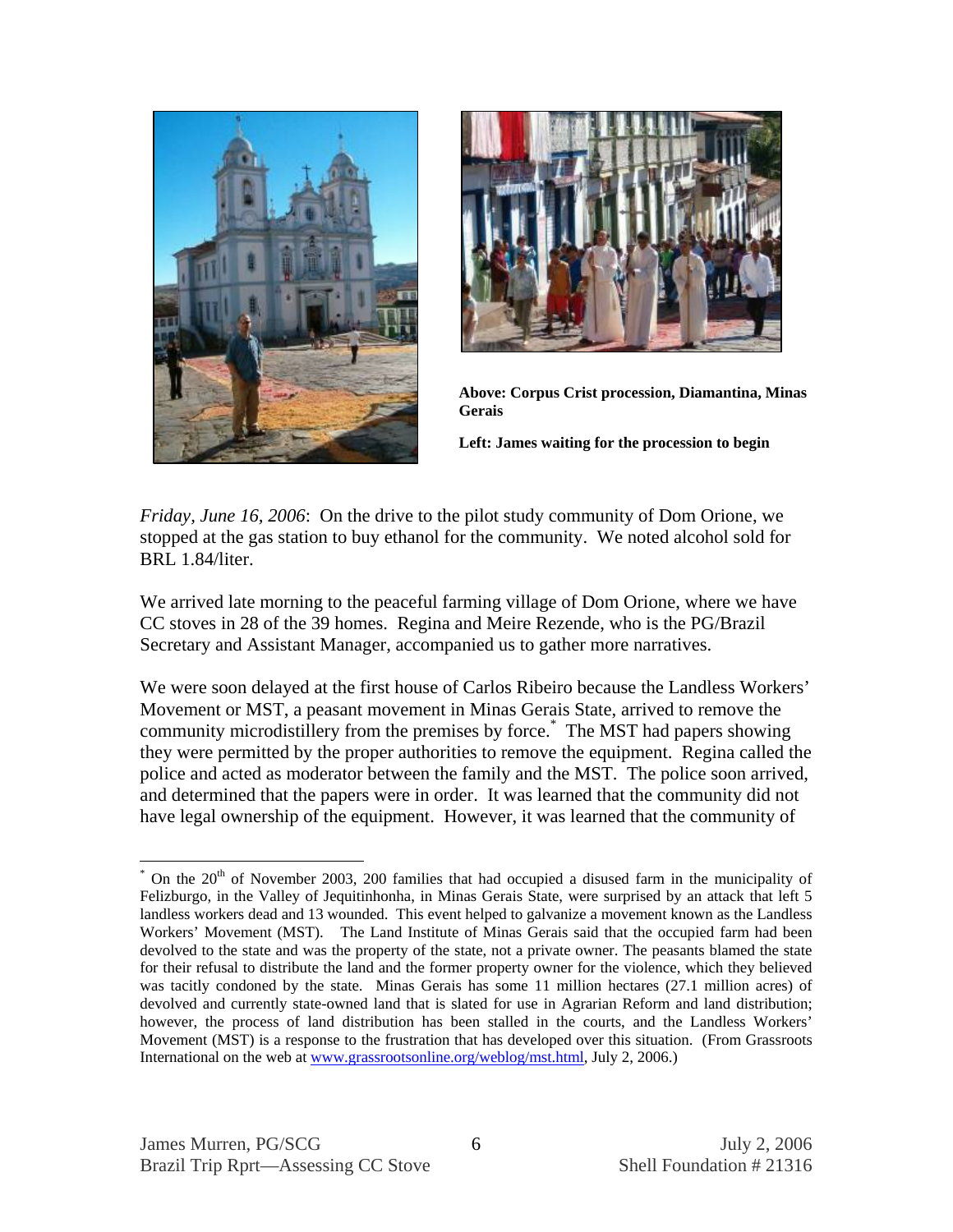**Above: Corpus Crist procession, Diamantina, Minas Gerais**

**Left: James waiting for the procession to begin**

*Friday, June 16, 2006*: On the drive to the pilot study community of Dom Orione, we stopped at the gas station to buy ethanol for the community. We noted alcohol sold for BRL 1.84/liter.

We arrived late morning to the peaceful farming village of Dom Orione, where we have CC stoves in 28 of the 39 homes. Regina and Meire Rezende, who is the PG/Brazil Secretary and Assistant Manager, accompanied us to gather more narratives.

We were soon delayed at the first house of Carlos Ribeiro because the Landless Workers' Movement or MST, a peasant movement in Minas Gerais State, arrived to remove the community microdistillery from the premises by force.* The MST had papers showing they were permitted by the proper authorities to remove the equipment. Regina called the police and acted as moderator between the family and the MST. The police soon arrived, and determined that the papers were in order. It was learned that the community did not have legal ownership of the equipment. However, it was learned that the community of

---

* On the 20th of November 2003, 200 families that had occupied a disused farm in the municipality of Felizburgo, in the Valley of Jequitinhonha, in Minas Gerais State, were surprised by an attack that left 5 landless workers dead and 13 wounded. This event helped to galvanize a movement known as the Landless Workers' Movement (MST). The Land Institute of Minas Gerais said that the occupied farm had been devolved to the state and was the property of the state, not a private owner. The peasants blamed the state for their refusal to distribute the land and the former property owner for the violence, which they believed was tacitly condoned by the state. Minas Gerais has some 11 million hectares (27.1 million acres) of devolved and currently state-owned land that is slated for use in Agrarian Reform and land distribution; however, the process of land distribution has been stalled in the courts, and the Landless Workers' Movement (MST) is a response to the frustration that has developed over this situation. (From Grassroots International on the web at [www.grassrootsonline.org/weblog/mst.html](www.grassrootsonline.org/weblog/mst.html), July 2, 2006.)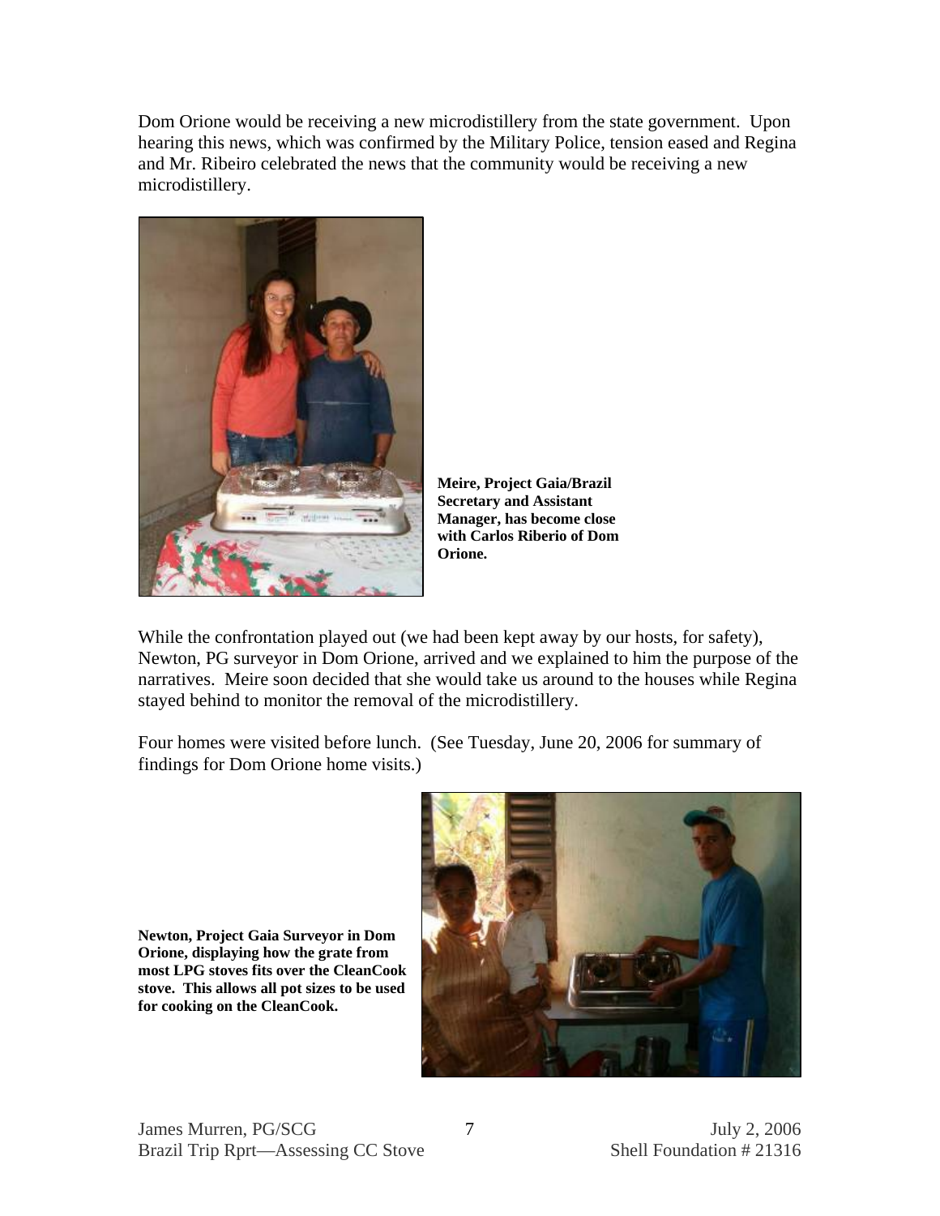Dom Orione would be receiving a new microdistillery from the state government. Upon hearing this news, which was confirmed by the Military Police, tension eased and Regina and Mr. Ribeiro celebrated the news that the community would be receiving a new microdistillery.

**Meire, Project Gaia/Brazil Secretary and Assistant Manager, has become close with Carlos Riberio of Dom Orione.**

While the confrontation played out (we had been kept away by our hosts, for safety), Newton, PG surveyor in Dom Orione, arrived and we explained to him the purpose of the narratives. Meire soon decided that she would take us around to the houses while Regina stayed behind to monitor the removal of the microdistillery.

Four homes were visited before lunch. (See Tuesday, June 20, 2006 for summary of findings for Dom Orione home visits.)

**Newton, Project Gaia Surveyor in Dom Orione, displaying how the grate from most LPG stoves fits over the CleanCook stove. This allows all pot sizes to be used for cooking on the CleanCook.**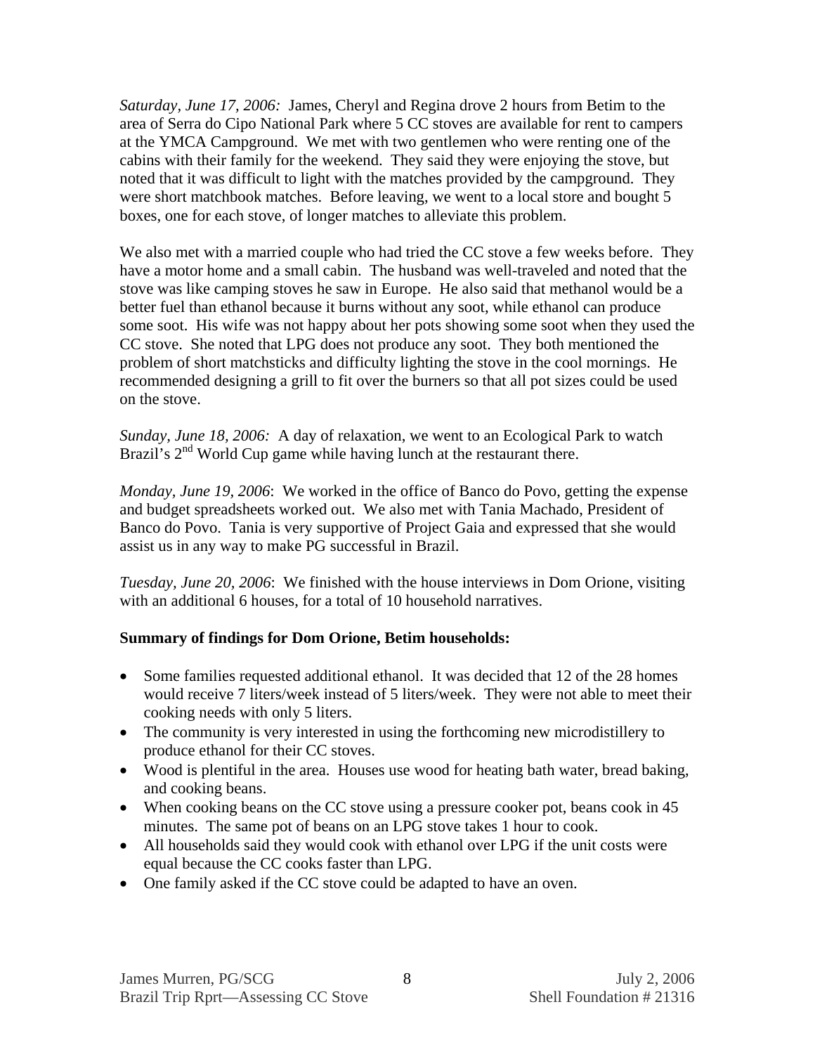*Saturday, June 17, 2006:* James, Cheryl and Regina drove 2 hours from Betim to the area of Serra do Cipo National Park where 5 CC stoves are available for rent to campers at the YMCA Campground. We met with two gentlemen who were renting one of the cabins with their family for the weekend. They said they were enjoying the stove, but noted that it was difficult to light with the matches provided by the campground. They were short matchbook matches. Before leaving, we went to a local store and bought 5 boxes, one for each stove, of longer matches to alleviate this problem.

We also met with a married couple who had tried the CC stove a few weeks before. They have a motor home and a small cabin. The husband was well-traveled and noted that the stove was like camping stoves he saw in Europe. He also said that methanol would be a better fuel than ethanol because it burns without any soot, while ethanol can produce some soot. His wife was not happy about her pots showing some soot when they used the CC stove. She noted that LPG does not produce any soot. They both mentioned the problem of short matchsticks and difficulty lighting the stove in the cool mornings. He recommended designing a grill to fit over the burners so that all pot sizes could be used on the stove.

*Sunday, June 18, 2006:* A day of relaxation, we went to an Ecological Park to watch Brazil's 2nd World Cup game while having lunch at the restaurant there.

*Monday, June 19, 2006*: We worked in the office of Banco do Povo, getting the expense and budget spreadsheets worked out. We also met with Tania Machado, President of Banco do Povo. Tania is very supportive of Project Gaia and expressed that she would assist us in any way to make PG successful in Brazil.

*Tuesday, June 20, 2006*: We finished with the house interviews in Dom Orione, visiting with an additional 6 houses, for a total of 10 household narratives.

**Summary of findings for Dom Orione, Betim households:**

- Some families requested additional ethanol. It was decided that 12 of the 28 homes would receive 7 liters/week instead of 5 liters/week. They were not able to meet their cooking needs with only 5 liters.
- The community is very interested in using the forthcoming new microdistillery to produce ethanol for their CC stoves.
- Wood is plentiful in the area. Houses use wood for heating bath water, bread baking, and cooking beans.
- When cooking beans on the CC stove using a pressure cooker pot, beans cook in 45 minutes. The same pot of beans on an LPG stove takes 1 hour to cook.
- All households said they would cook with ethanol over LPG if the unit costs were equal because the CC cooks faster than LPG.
- One family asked if the CC stove could be adapted to have an oven.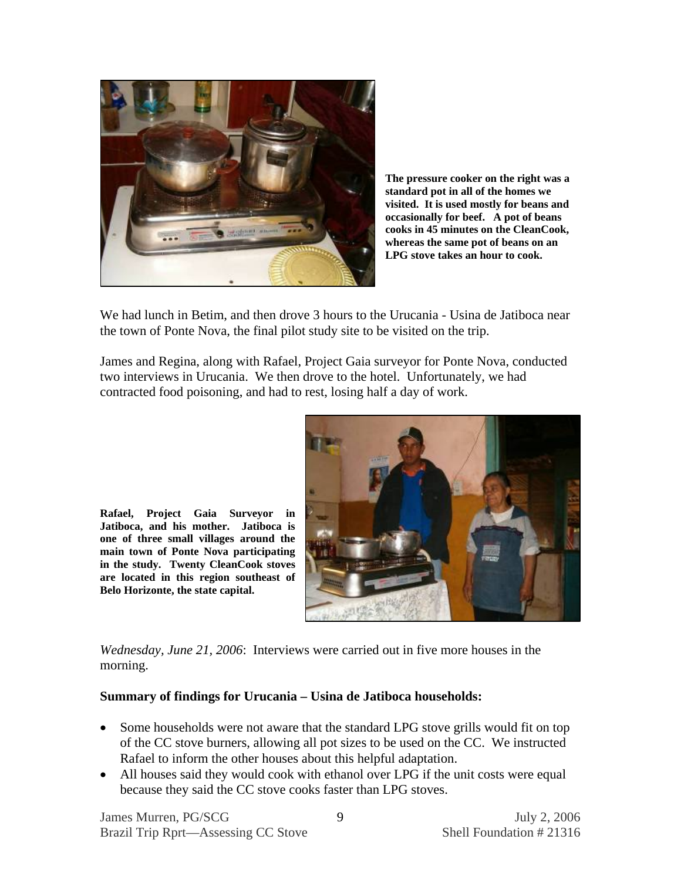The pressure cooker on the right was a standard pot in all of the homes we visited. It is used mostly for beans and occasionally for beef. A pot of beans cooks in 45 minutes on the CleanCook, whereas the same pot of beans on an LPG stove takes an hour to cook.

We had lunch in Betim, and then drove 3 hours to the Urucania - Usina de Jatiboca near the town of Ponte Nova, the final pilot study site to be visited on the trip.

James and Regina, along with Rafael, Project Gaia surveyor for Ponte Nova, conducted two interviews in Urucania. We then drove to the hotel. Unfortunately, we had contracted food poisoning, and had to rest, losing half a day of work.

**Rafael, Project Gaia Surveyor in Jatiboca, and his mother. Jatiboca is one of three small villages around the main town of Ponte Nova participating in the study. Twenty CleanCook stoves are located in this region southeast of Belo Horizonte, the state capital.**

*Wednesday, June 21, 2006*: Interviews were carried out in five more houses in the morning.

**Summary of findings for Urucania – Usina de Jatiboca households:**

- Some households were not aware that the standard LPG stove grills would fit on top of the CC stove burners, allowing all pot sizes to be used on the CC. We instructed Rafael to inform the other houses about this helpful adaptation.
- All houses said they would cook with ethanol over LPG if the unit costs were equal because they said the CC stove cooks faster than LPG stoves.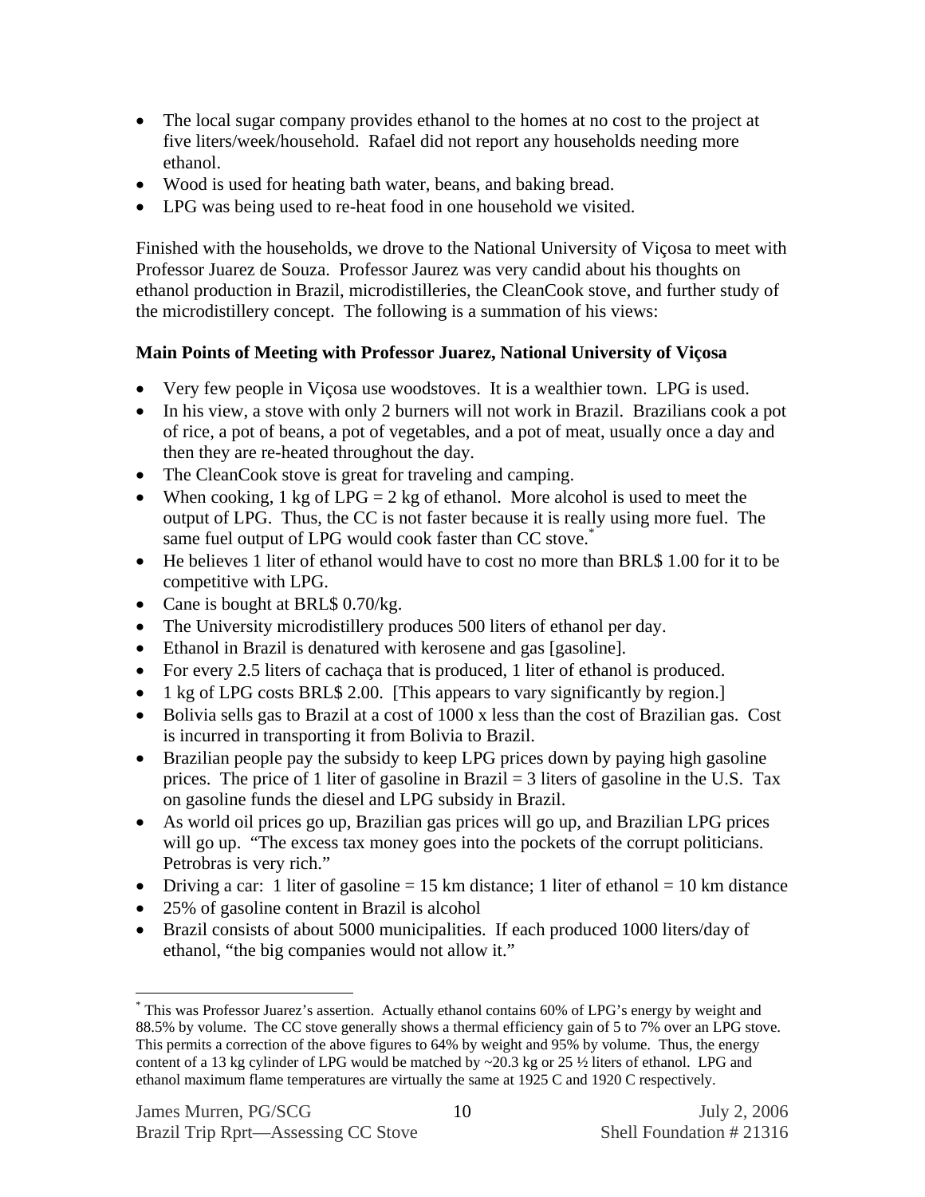- The local sugar company provides ethanol to the homes at no cost to the project at five liters/week/household. Rafael did not report any households needing more ethanol.
- Wood is used for heating bath water, beans, and baking bread.
- LPG was being used to re-heat food in one household we visited.

Finished with the households, we drove to the National University of Viçosa to meet with Professor Juarez de Souza. Professor Jaurez was very candid about his thoughts on ethanol production in Brazil, microdistilleries, the CleanCook stove, and further study of the microdistillery concept. The following is a summation of his views:

**Main Points of Meeting with Professor Juarez, National University of Viçosa**

- Very few people in Viçosa use woodstoves. It is a wealthier town. LPG is used.
- In his view, a stove with only 2 burners will not work in Brazil. Brazilians cook a pot of rice, a pot of beans, a pot of vegetables, and a pot of meat, usually once a day and then they are re-heated throughout the day.
- The CleanCook stove is great for traveling and camping.
- When cooking, 1 kg of LPG = 2 kg of ethanol. More alcohol is used to meet the output of LPG. Thus, the CC is not faster because it is really using more fuel. The same fuel output of LPG would cook faster than CC stove.*
- He believes 1 liter of ethanol would have to cost no more than BRL$ 1.00 for it to be competitive with LPG.
- Cane is bought at BRL$ 0.70/kg.
- The University microdistillery produces 500 liters of ethanol per day.
- Ethanol in Brazil is denatured with kerosene and gas [gasoline].
- For every 2.5 liters of cachaça that is produced, 1 liter of ethanol is produced.
- 1 kg of LPG costs BRL$ 2.00. [This appears to vary significantly by region.]
- Bolivia sells gas to Brazil at a cost of 1000 x less than the cost of Brazilian gas. Cost is incurred in transporting it from Bolivia to Brazil.
- Brazilian people pay the subsidy to keep LPG prices down by paying high gasoline prices. The price of 1 liter of gasoline in Brazil = 3 liters of gasoline in the U.S. Tax on gasoline funds the diesel and LPG subsidy in Brazil.
- As world oil prices go up, Brazilian gas prices will go up, and Brazilian LPG prices will go up. "The excess tax money goes into the pockets of the corrupt politicians. Petrobras is very rich."
- Driving a car: 1 liter of gasoline = 15 km distance; 1 liter of ethanol = 10 km distance
- 25% of gasoline content in Brazil is alcohol
- Brazil consists of about 5000 municipalities. If each produced 1000 liters/day of ethanol, "the big companies would not allow it."

---

* This was Professor Juarez's assertion. Actually ethanol contains 60% of LPG's energy by weight and 88.5% by volume. The CC stove generally shows a thermal efficiency gain of 5 to 7% over an LPG stove. This permits a correction of the above figures to 64% by weight and 95% by volume. Thus, the energy content of a 13 kg cylinder of LPG would be matched by ~20.3 kg or 25 ½ liters of ethanol. LPG and ethanol maximum flame temperatures are virtually the same at 1925 C and 1920 C respectively.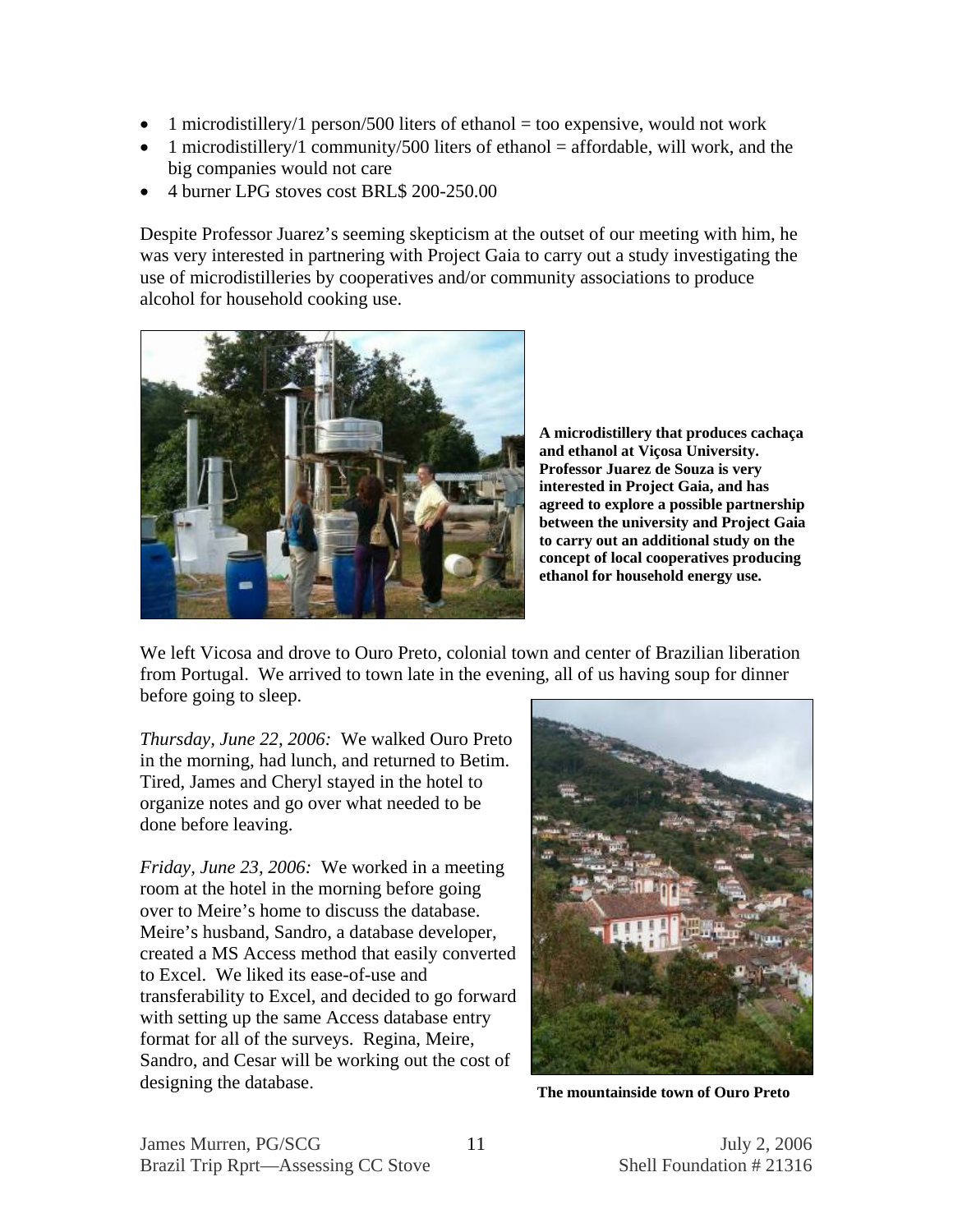- 1 microdistillery/1 person/500 liters of ethanol = too expensive, would not work
- 1 microdistillery/1 community/500 liters of ethanol = affordable, will work, and the big companies would not care
- 4 burner LPG stoves cost BRL$ 200-250.00

Despite Professor Juarez's seeming skepticism at the outset of our meeting with him, he was very interested in partnering with Project Gaia to carry out a study investigating the use of microdistilleries by cooperatives and/or community associations to produce alcohol for household cooking use.

**A microdistillery that produces cachaça and ethanol at Viçosa University. Professor Juarez de Souza is very interested in Project Gaia, and has agreed to explore a possible partnership between the university and Project Gaia to carry out an additional study on the concept of local cooperatives producing ethanol for household energy use.**

We left Vicosa and drove to Ouro Preto, colonial town and center of Brazilian liberation from Portugal. We arrived to town late in the evening, all of us having soup for dinner before going to sleep.

*Thursday, June 22, 2006:* We walked Ouro Preto in the morning, had lunch, and returned to Betim. Tired, James and Cheryl stayed in the hotel to organize notes and go over what needed to be done before leaving.

*Friday, June 23, 2006:* We worked in a meeting room at the hotel in the morning before going over to Meire's home to discuss the database. Meire's husband, Sandro, a database developer, created a MS Access method that easily converted to Excel. We liked its ease-of-use and transferability to Excel, and decided to go forward with setting up the same Access database entry format for all of the surveys. Regina, Meire, Sandro, and Cesar will be working out the cost of designing the database.

**The mountainside town of Ouro Preto**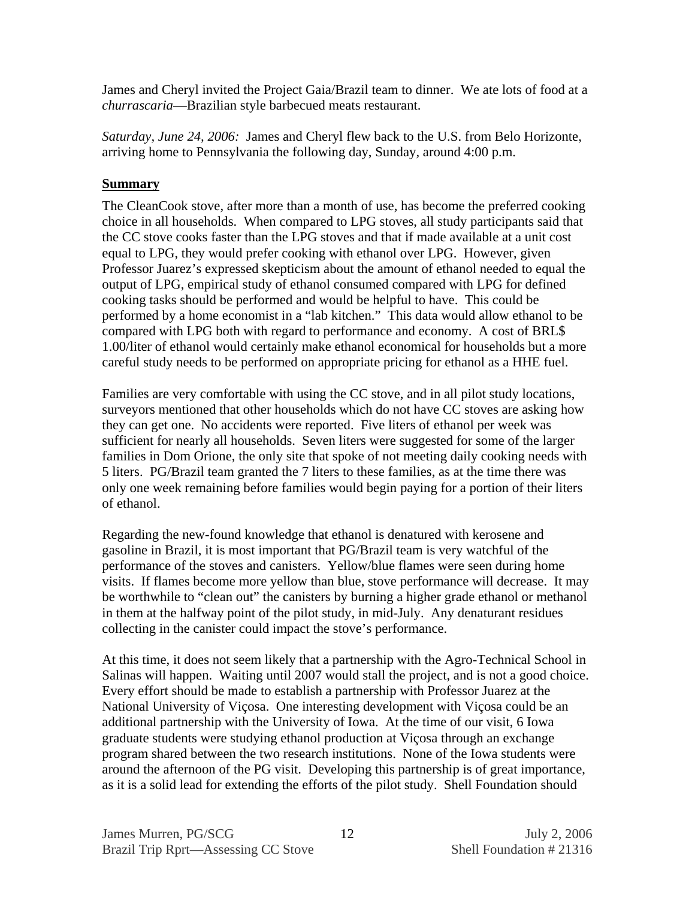James and Cheryl invited the Project Gaia/Brazil team to dinner. We ate lots of food at a *churrascaria*—Brazilian style barbecued meats restaurant.

*Saturday, June 24, 2006:* James and Cheryl flew back to the U.S. from Belo Horizonte, arriving home to Pennsylvania the following day, Sunday, around 4:00 p.m.

## Summary

The CleanCook stove, after more than a month of use, has become the preferred cooking choice in all households. When compared to LPG stoves, all study participants said that the CC stove cooks faster than the LPG stoves and that if made available at a unit cost equal to LPG, they would prefer cooking with ethanol over LPG. However, given Professor Juarez's expressed skepticism about the amount of ethanol needed to equal the output of LPG, empirical study of ethanol consumed compared with LPG for defined cooking tasks should be performed and would be helpful to have. This could be performed by a home economist in a "lab kitchen." This data would allow ethanol to be compared with LPG both with regard to performance and economy. A cost of BRL$ 1.00/liter of ethanol would certainly make ethanol economical for households but a more careful study needs to be performed on appropriate pricing for ethanol as a HHE fuel.

Families are very comfortable with using the CC stove, and in all pilot study locations, surveyors mentioned that other households which do not have CC stoves are asking how they can get one. No accidents were reported. Five liters of ethanol per week was sufficient for nearly all households. Seven liters were suggested for some of the larger families in Dom Orione, the only site that spoke of not meeting daily cooking needs with 5 liters. PG/Brazil team granted the 7 liters to these families, as at the time there was only one week remaining before families would begin paying for a portion of their liters of ethanol.

Regarding the new-found knowledge that ethanol is denatured with kerosene and gasoline in Brazil, it is most important that PG/Brazil team is very watchful of the performance of the stoves and canisters. Yellow/blue flames were seen during home visits. If flames become more yellow than blue, stove performance will decrease. It may be worthwhile to "clean out" the canisters by burning a higher grade ethanol or methanol in them at the halfway point of the pilot study, in mid-July. Any denaturant residues collecting in the canister could impact the stove's performance.

At this time, it does not seem likely that a partnership with the Agro-Technical School in Salinas will happen. Waiting until 2007 would stall the project, and is not a good choice. Every effort should be made to establish a partnership with Professor Juarez at the National University of Viçosa. One interesting development with Viçosa could be an additional partnership with the University of Iowa. At the time of our visit, 6 Iowa graduate students were studying ethanol production at Viçosa through an exchange program shared between the two research institutions. None of the Iowa students were around the afternoon of the PG visit. Developing this partnership is of great importance, as it is a solid lead for extending the efforts of the pilot study. Shell Foundation should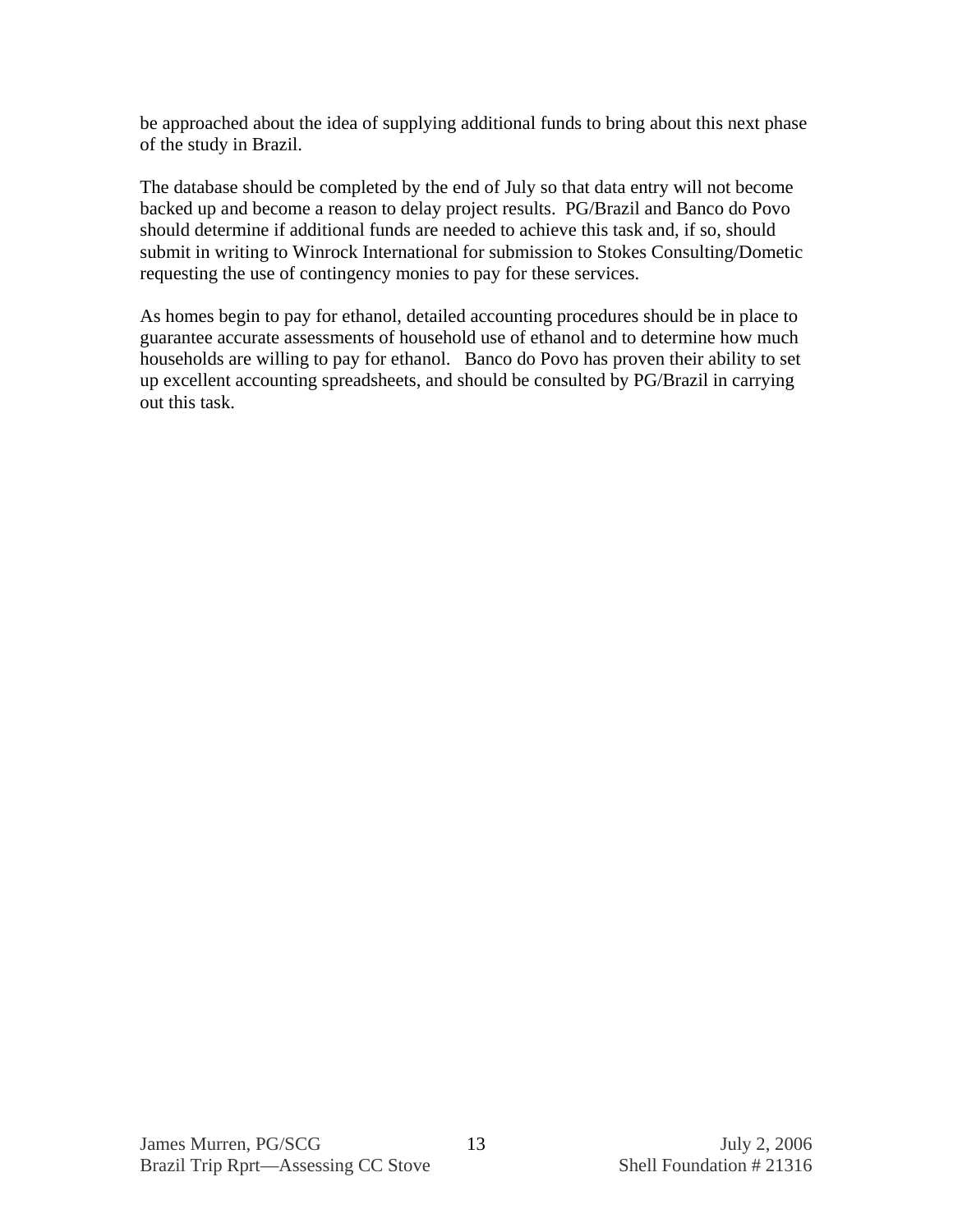be approached about the idea of supplying additional funds to bring about this next phase of the study in Brazil.

The database should be completed by the end of July so that data entry will not become backed up and become a reason to delay project results. PG/Brazil and Banco do Povo should determine if additional funds are needed to achieve this task and, if so, should submit in writing to Winrock International for submission to Stokes Consulting/Dometic requesting the use of contingency monies to pay for these services.

As homes begin to pay for ethanol, detailed accounting procedures should be in place to guarantee accurate assessments of household use of ethanol and to determine how much households are willing to pay for ethanol. Banco do Povo has proven their ability to set up excellent accounting spreadsheets, and should be consulted by PG/Brazil in carrying out this task.